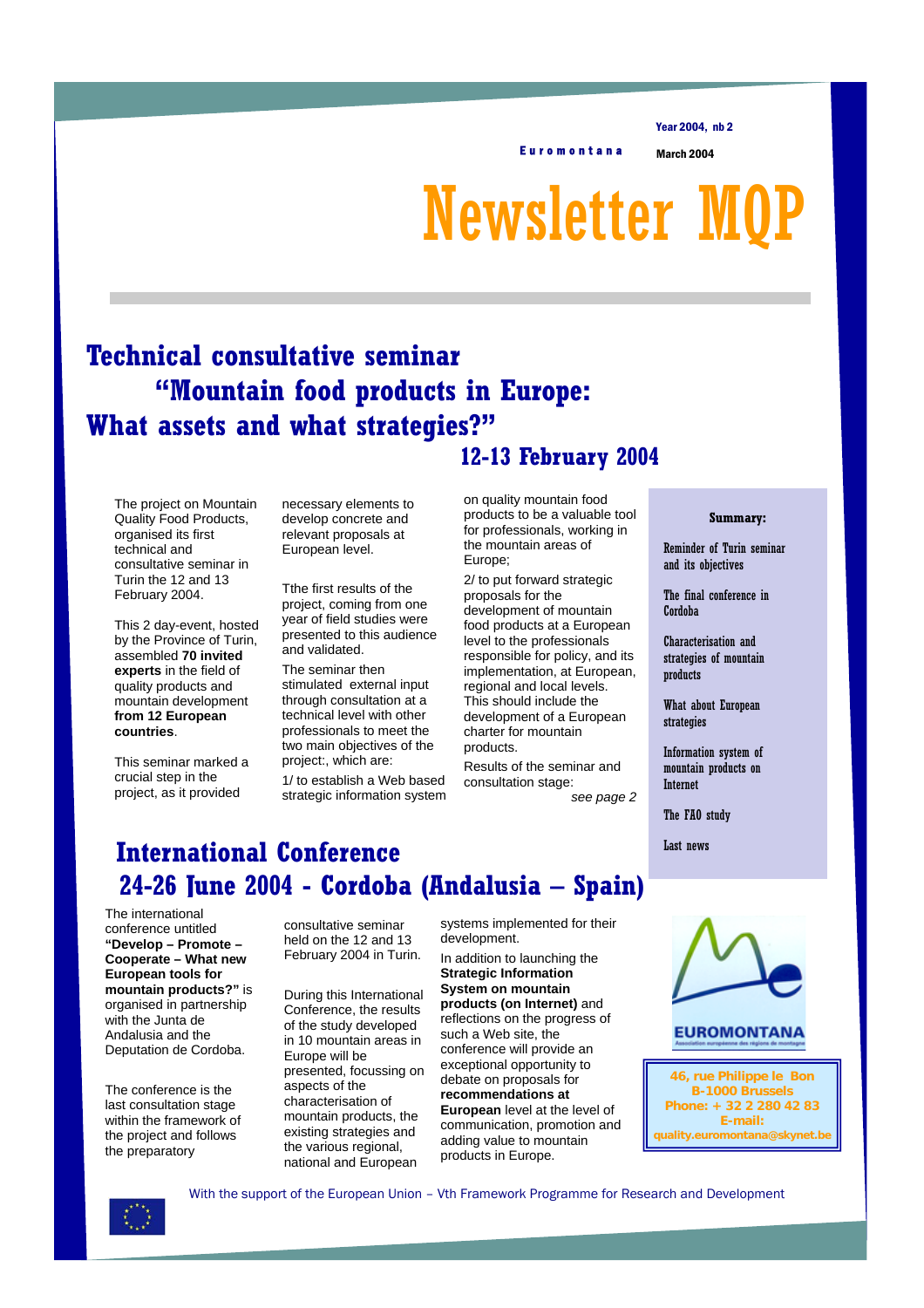Year 2004, nb 2

Euromontana

March 2004

# Newsletter MQP

## Technical consultative seminar "Mountain food products in Europe: What assets and what strategies?"

### 12-13 February 2004

The project on Mountain Quality Food Products, organised its first technical and consultative seminar in Turin the 12 and 13 February 2004.

This 2 day-event, hosted by the Province of Turin, assembled **70 invited experts** in the field of quality products and mountain development **from 12 European countries**.

This seminar marked a crucial step in the project, as it provided necessary elements to develop concrete and relevant proposals at European level.

Tthe first results of the project, coming from one year of field studies were presented to this audience and validated.

The seminar then stimulated external input through consultation at a technical level with other professionals to meet the two main objectives of the project:, which are:

1/ to establish a Web based strategic information system on quality mountain food products to be a valuable tool for professionals, working in the mountain areas of Europe;

2/ to put forward strategic proposals for the development of mountain food products at a European level to the professionals responsible for policy, and its implementation, at European, regional and local levels. This should include the development of a European charter for mountain products.

Results of the seminar and consultation stage:

*see page 2*

**Summary:**

- Reminder of Turin seminar and its objectives
- The final conference in Cordoba
- Characterisation and strategies of mountain products
- What about European strategies
- Information system of mountain products on Internet
- The FAO study
- Last news

## International Conference 24-26 June 2004 - Cordoba (Andalusia – Spain)

The international conference untitled **"Develop – Promote – Cooperate – What new European tools for mountain products?"** is organised in partnership with the Junta de Andalusia and the Deputation de Cordoba.

The conference is the last consultation stage within the framework of the project and follows the preparatory consultative seminar held on the 12 and 13 February 2004 in Turin.

During this International Conference, the results of the study developed in 10 mountain areas in Europe will be presented, focussing on aspects of the characterisation of mountain products, the existing strategies and the various regional, national and European systems implemented for their development.

In addition to launching the **Strategic Information System on mountain products (on Internet)** and reflections on the progress of such a Web site, the conference will provide an exceptional opportunity to debate on proposals for **recommendations at European** level at the level of communication, promotion and adding value to mountain products in Europe.

EUROMONTANA
Association européenne des régions de montagne

46, rue Philippe le Bon
B-1000 Brussels
Phone: + 32 2 280 42 83
E-mail:
quality.euromontana@skynet.be

With the support of the European Union – Vth Framework Programme for Research and Development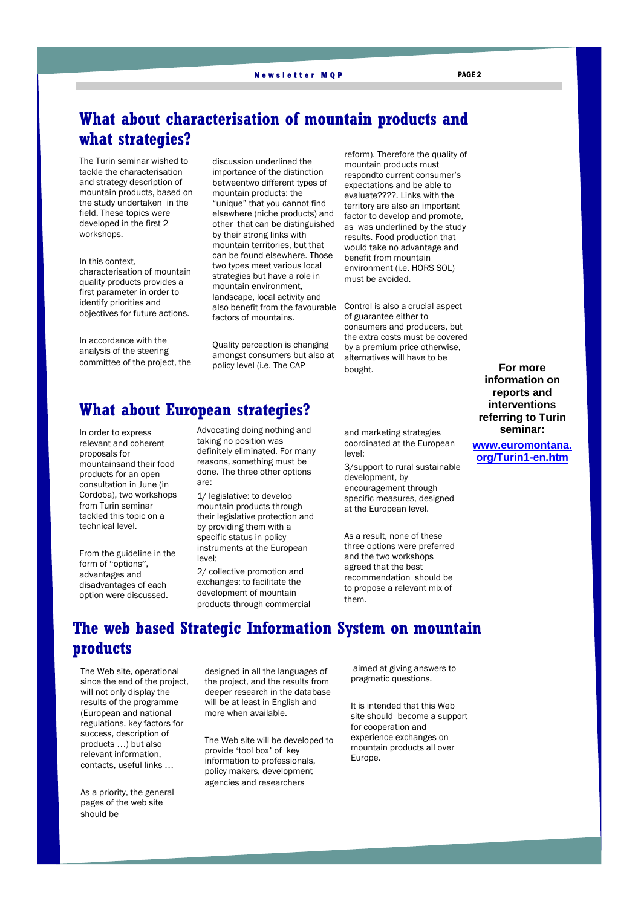## What about characterisation of mountain products and what strategies?

The Turin seminar wished to tackle the characterisation and strategy description of mountain products, based on the study undertaken in the field. These topics were developed in the first 2 workshops.

In this context, characterisation of mountain quality products provides a first parameter in order to identify priorities and objectives for future actions.

In accordance with the analysis of the steering committee of the project, the discussion underlined the importance of the distinction betweentwo different types of mountain products: the "unique" that you cannot find elsewhere (niche products) and other that can be distinguished by their strong links with mountain territories, but that can be found elsewhere. Those two types meet various local strategies but have a role in mountain environment, landscape, local activity and also benefit from the favourable factors of mountains.

Quality perception is changing amongst consumers but also at policy level (i.e. The CAP reform). Therefore the quality of mountain products must respondto current consumer's expectations and be able to evaluate????. Links with the territory are also an important factor to develop and promote, as was underlined by the study results. Food production that would take no advantage and benefit from mountain environment (i.e. HORS SOL) must be avoided.

Control is also a crucial aspect of guarantee either to consumers and producers, but the extra costs must be covered by a premium price otherwise, alternatives will have to be bought.

**For more information on reports and interventions referring to Turin seminar:**

**www.euromontana.org/Turin1-en.htm**

## What about European strategies?

In order to express relevant and coherent proposals for mountainsand their food products for an open consultation in June (in Cordoba), two workshops from Turin seminar tackled this topic on a technical level.

From the guideline in the form of "options", advantages and disadvantages of each option were discussed.

Advocating doing nothing and taking no position was definitely eliminated. For many reasons, something must be done. The three other options are:

1/ legislative: to develop mountain products through their legislative protection and by providing them with a specific status in policy instruments at the European level;

2/ collective promotion and exchanges: to facilitate the development of mountain products through commercial and marketing strategies coordinated at the European level;

3/support to rural sustainable development, by encouragement through specific measures, designed at the European level.

As a result, none of these three options were preferred and the two workshops agreed that the best recommendation should be to propose a relevant mix of them.

## The web based Strategic Information System on mountain products

The Web site, operational since the end of the project, will not only display the results of the programme (European and national regulations, key factors for success, description of products …) but also relevant information, contacts, useful links …

As a priority, the general pages of the web site should be designed in all the languages of the project, and the results from deeper research in the database will be at least in English and more when available.

The Web site will be developed to provide 'tool box' of key information to professionals, policy makers, development agencies and researchers aimed at giving answers to pragmatic questions.

It is intended that this Web site should become a support for cooperation and experience exchanges on mountain products all over Europe.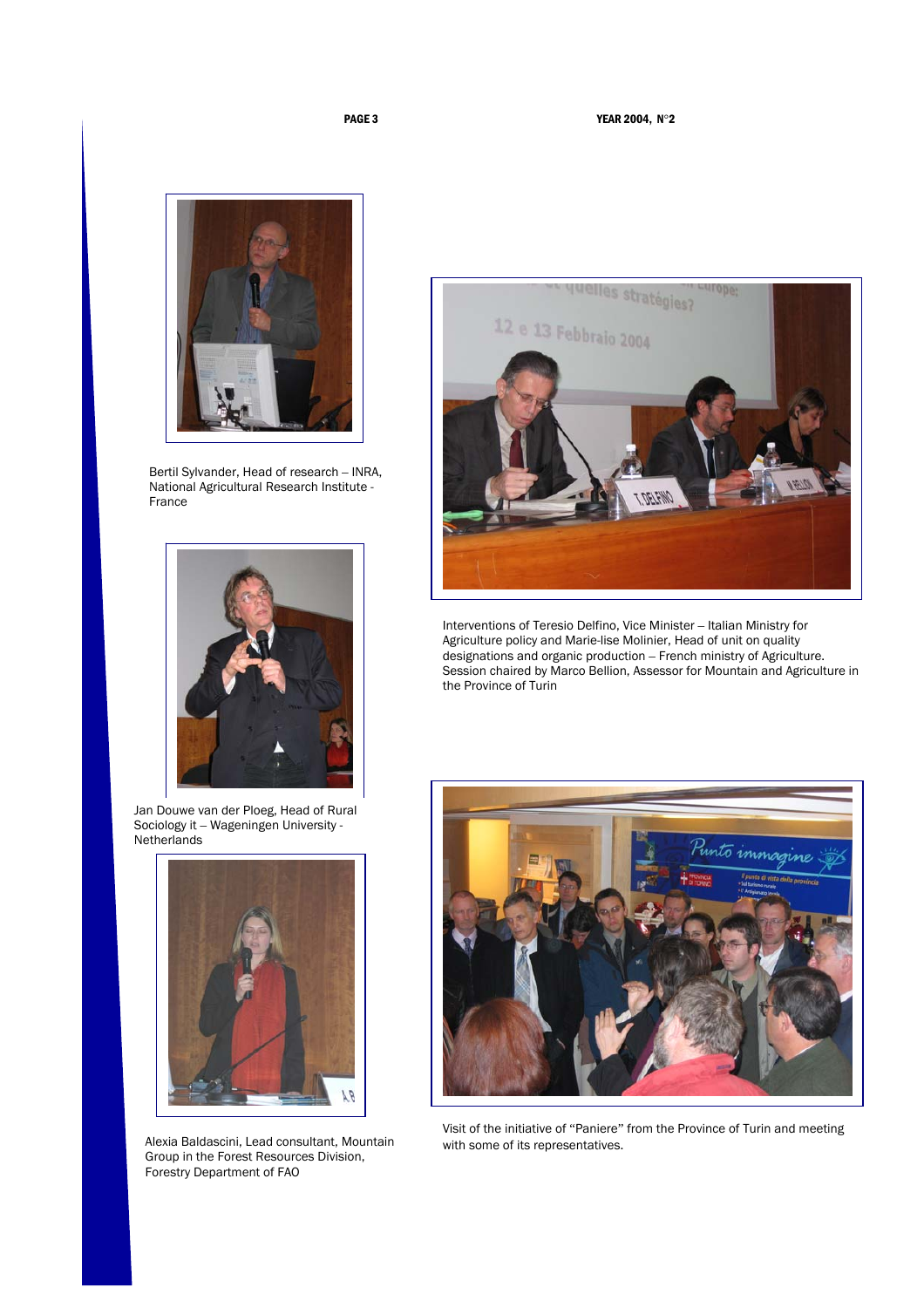Bertil Sylvander, Head of research – INRA, National Agricultural Research Institute - France

Interventions of Teresio Delfino, Vice Minister – Italian Ministry for Agriculture policy and Marie-lise Molinier, Head of unit on quality designations and organic production – French ministry of Agriculture. Session chaired by Marco Bellion, Assessor for Mountain and Agriculture in the Province of Turin

Jan Douwe van der Ploeg, Head of Rural Sociology it – Wageningen University - Netherlands

Alexia Baldascini, Lead consultant, Mountain Group in the Forest Resources Division, Forestry Department of FAO

Visit of the initiative of "Paniere" from the Province of Turin and meeting with some of its representatives.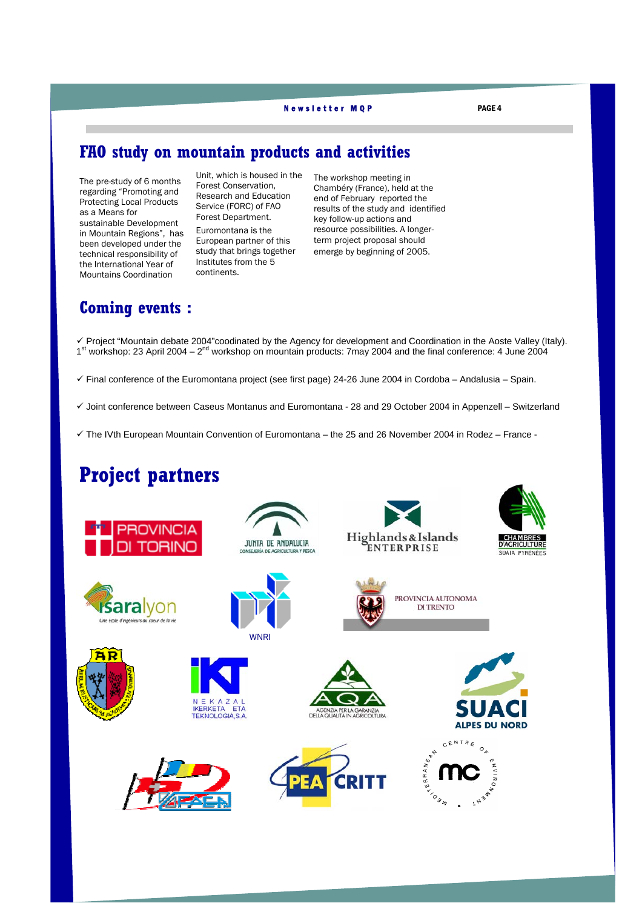## FAO study on mountain products and activities

The pre-study of 6 months regarding "Promoting and Protecting Local Products as a Means for sustainable Development in Mountain Regions", has been developed under the technical responsibility of the International Year of Mountains Coordination Unit, which is housed in the Forest Conservation, Research and Education Service (FORC) of FAO Forest Department.

Euromontana is the European partner of this study that brings together Institutes from the 5 continents.

The workshop meeting in Chambéry (France), held at the end of February reported the results of the study and identified key follow-up actions and resource possibilities. A longer-term project proposal should emerge by beginning of 2005.

## Coming events :

✓ Project "Mountain debate 2004"coodinated by the Agency for development and Coordination in the Aoste Valley (Italy). 1st workshop: 23 April 2004 – 2nd workshop on mountain products: 7may 2004 and the final conference: 4 June 2004

✓ Final conference of the Euromontana project (see first page) 24-26 June 2004 in Cordoba – Andalusia – Spain.

✓ Joint conference between Caseus Montanus and Euromontana - 28 and 29 October 2004 in Appenzell – Switzerland

✓ The IVth European Mountain Convention of Euromontana – the 25 and 26 November 2004 in Rodez – France -

## Project partners

PROVINCIA DI TORINO

JUNTA DE ANDALUCIA – CONSEJERÍA DE AGRICULTURA Y PESCA

Highlands & Islands ENTERPRISE

CHAMBRES D'AGRICULTURE SUAIA PYRENEES

isaralyon – Une école d'ingénieurs au coeur de la vie

WNRI

PROVINCIA AUTONOMA DI TRENTO

NEKAZAL IKERKETA ETA TEKNOLOGIA, S.A.

AQA – AGENZIA PER LA GARANZIA DELLA QUALITÀ IN AGRICOLTURA

SUACI ALPES DU NORD

PEA CRITT

mc – CENTRE OF MEDITERRANEAN ENVIRONMENT